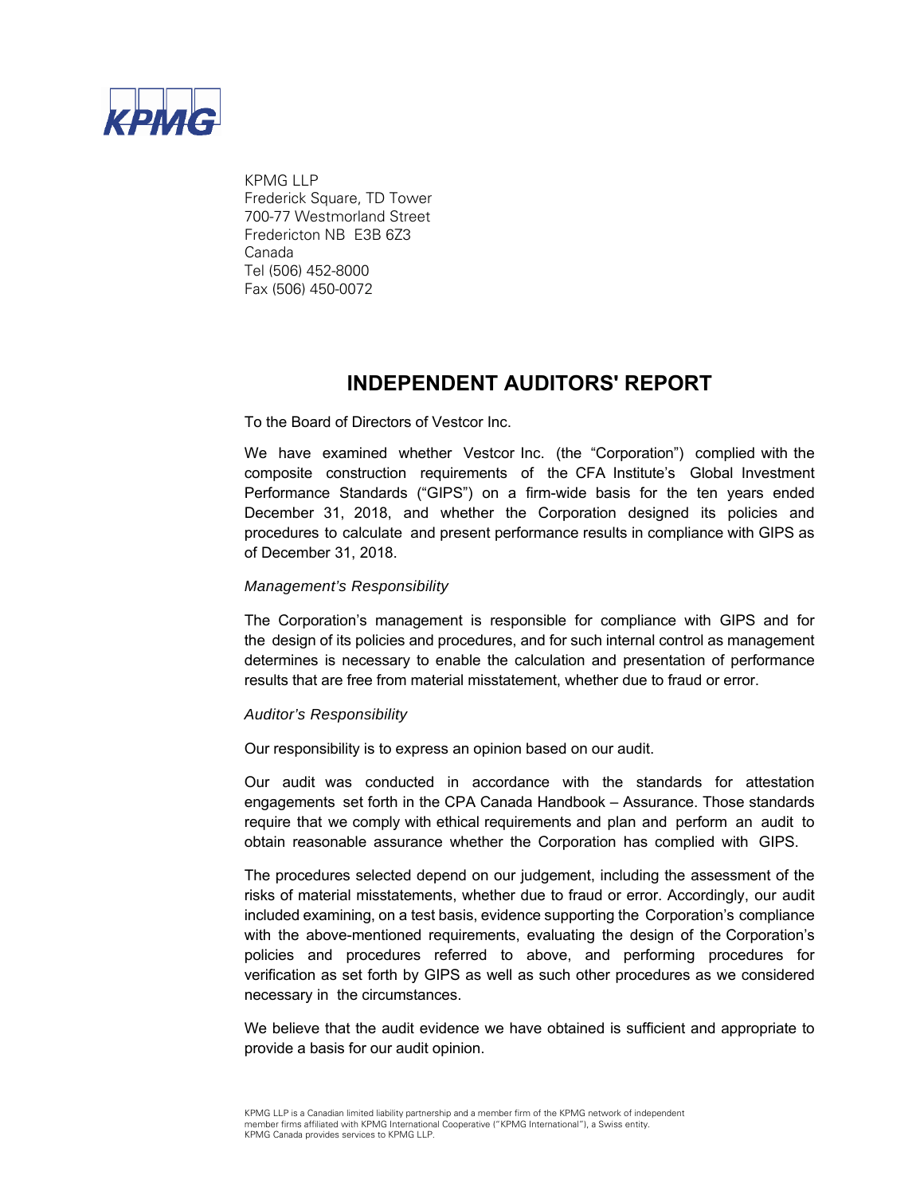KPMG

KPMG LLP
Frederick Square, TD Tower
700-77 Westmorland Street
Fredericton NB E3B 6Z3
Canada
Tel (506) 452-8000
Fax (506) 450-0072

# INDEPENDENT AUDITORS' REPORT

To the Board of Directors of Vestcor Inc.

We have examined whether Vestcor Inc. (the "Corporation") complied with the composite construction requirements of the CFA Institute's Global Investment Performance Standards ("GIPS") on a firm-wide basis for the ten years ended December 31, 2018, and whether the Corporation designed its policies and procedures to calculate and present performance results in compliance with GIPS as of December 31, 2018.

*Management's Responsibility*

The Corporation's management is responsible for compliance with GIPS and for the design of its policies and procedures, and for such internal control as management determines is necessary to enable the calculation and presentation of performance results that are free from material misstatement, whether due to fraud or error.

*Auditor's Responsibility*

Our responsibility is to express an opinion based on our audit.

Our audit was conducted in accordance with the standards for attestation engagements set forth in the CPA Canada Handbook – Assurance. Those standards require that we comply with ethical requirements and plan and perform an audit to obtain reasonable assurance whether the Corporation has complied with GIPS.

The procedures selected depend on our judgement, including the assessment of the risks of material misstatements, whether due to fraud or error. Accordingly, our audit included examining, on a test basis, evidence supporting the Corporation's compliance with the above-mentioned requirements, evaluating the design of the Corporation's policies and procedures referred to above, and performing procedures for verification as set forth by GIPS as well as such other procedures as we considered necessary in the circumstances.

We believe that the audit evidence we have obtained is sufficient and appropriate to provide a basis for our audit opinion.

KPMG LLP is a Canadian limited liability partnership and a member firm of the KPMG network of independent member firms affiliated with KPMG International Cooperative ("KPMG International"), a Swiss entity. KPMG Canada provides services to KPMG LLP.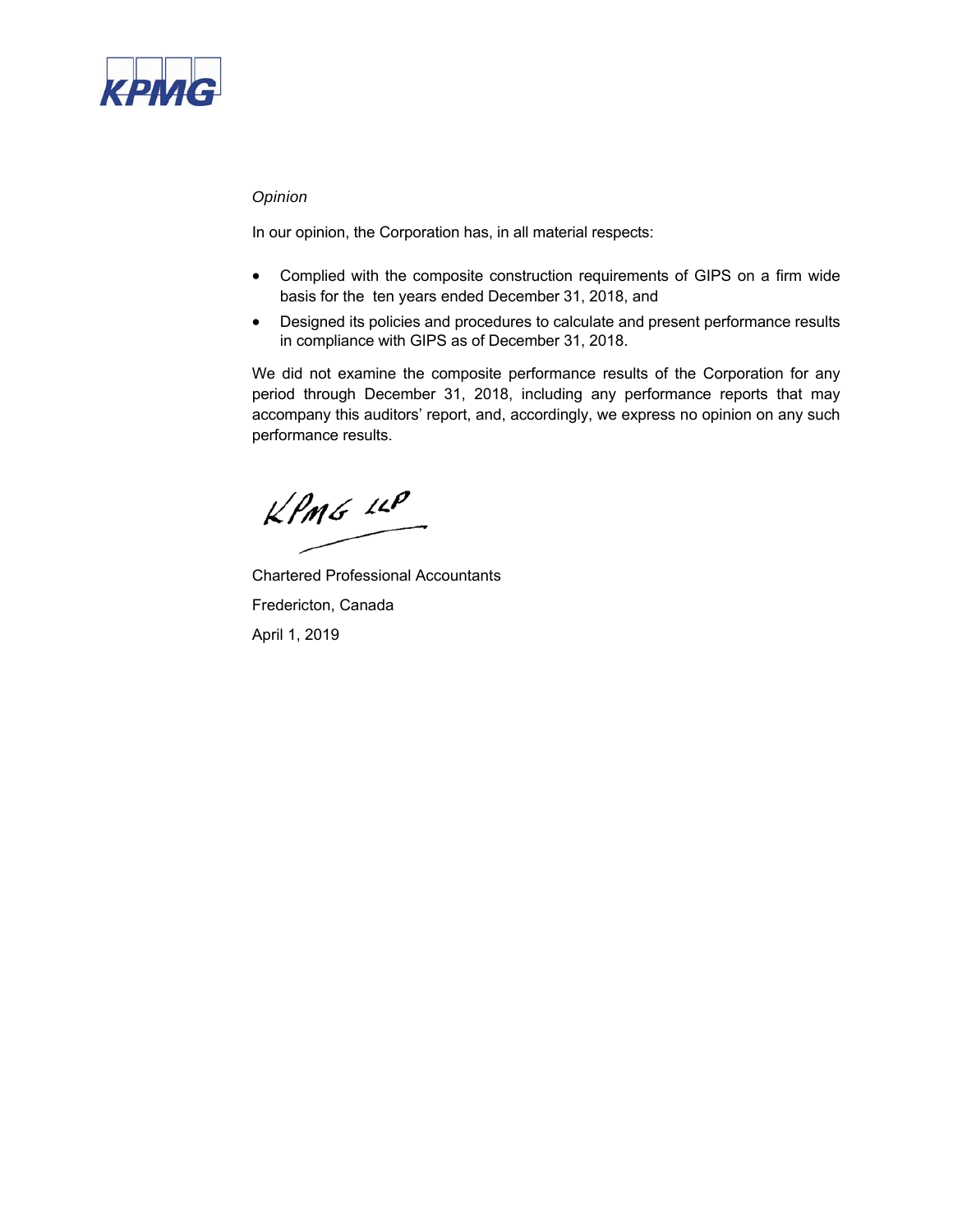*Opinion*

In our opinion, the Corporation has, in all material respects:

- Complied with the composite construction requirements of GIPS on a firm wide basis for the ten years ended December 31, 2018, and
- Designed its policies and procedures to calculate and present performance results in compliance with GIPS as of December 31, 2018.

We did not examine the composite performance results of the Corporation for any period through December 31, 2018, including any performance reports that may accompany this auditors' report, and, accordingly, we express no opinion on any such performance results.

KPMG LLP

Chartered Professional Accountants

Fredericton, Canada

April 1, 2019